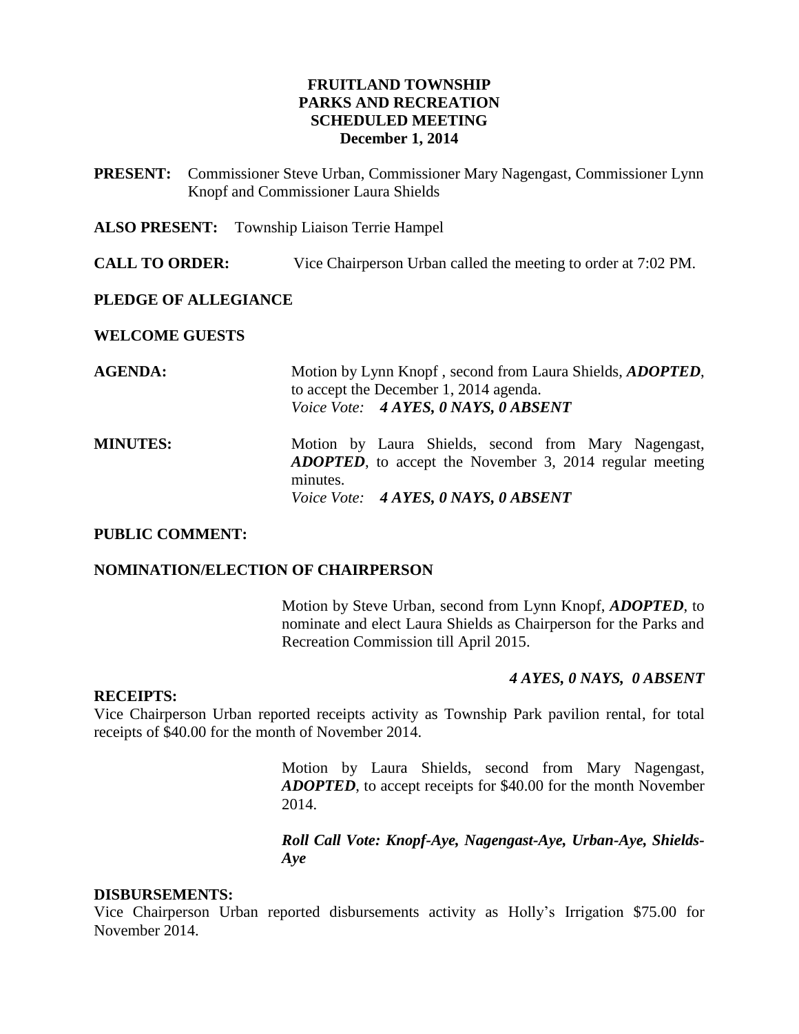# FRUITLAND TOWNSHIP
# PARKS AND RECREATION
# SCHEDULED MEETING
## December 1, 2014

**PRESENT:** Commissioner Steve Urban, Commissioner Mary Nagengast, Commissioner Lynn Knopf and Commissioner Laura Shields

**ALSO PRESENT:** Township Liaison Terrie Hampel

**CALL TO ORDER:** Vice Chairperson Urban called the meeting to order at 7:02 PM.

**PLEDGE OF ALLEGIANCE**

**WELCOME GUESTS**

**AGENDA:** Motion by Lynn Knopf , second from Laura Shields, ***ADOPTED***, to accept the December 1, 2014 agenda.
*Voice Vote:* ***4 AYES, 0 NAYS, 0 ABSENT***

**MINUTES:** Motion by Laura Shields, second from Mary Nagengast, ***ADOPTED***, to accept the November 3, 2014 regular meeting minutes.
*Voice Vote:* ***4 AYES, 0 NAYS, 0 ABSENT***

**PUBLIC COMMENT:**

**NOMINATION/ELECTION OF CHAIRPERSON**

Motion by Steve Urban, second from Lynn Knopf, ***ADOPTED***, to nominate and elect Laura Shields as Chairperson for the Parks and Recreation Commission till April 2015.

***4 AYES, 0 NAYS, 0 ABSENT***

**RECEIPTS:**
Vice Chairperson Urban reported receipts activity as Township Park pavilion rental, for total receipts of $40.00 for the month of November 2014.

Motion by Laura Shields, second from Mary Nagengast, ***ADOPTED***, to accept receipts for $40.00 for the month November 2014.

***Roll Call Vote: Knopf-Aye, Nagengast-Aye, Urban-Aye, Shields-Aye***

**DISBURSEMENTS:**
Vice Chairperson Urban reported disbursements activity as Holly's Irrigation $75.00 for November 2014.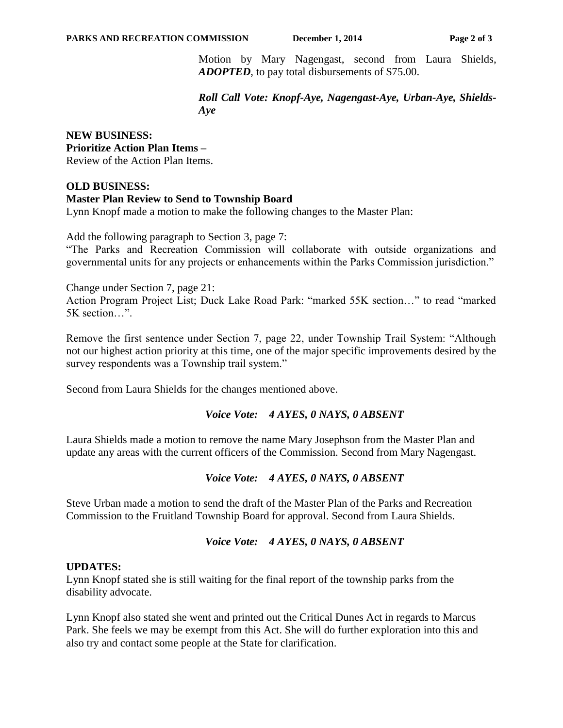Motion by Mary Nagengast, second from Laura Shields, ***ADOPTED***, to pay total disbursements of $75.00.

***Roll Call Vote: Knopf-Aye, Nagengast-Aye, Urban-Aye, Shields-Aye***

**NEW BUSINESS:**
**Prioritize Action Plan Items –**
Review of the Action Plan Items.

**OLD BUSINESS:**
**Master Plan Review to Send to Township Board**
Lynn Knopf made a motion to make the following changes to the Master Plan:

Add the following paragraph to Section 3, page 7:
"The Parks and Recreation Commission will collaborate with outside organizations and governmental units for any projects or enhancements within the Parks Commission jurisdiction."

Change under Section 7, page 21:
Action Program Project List; Duck Lake Road Park: "marked 55K section…" to read "marked 5K section…".

Remove the first sentence under Section 7, page 22, under Township Trail System: "Although not our highest action priority at this time, one of the major specific improvements desired by the survey respondents was a Township trail system."

Second from Laura Shields for the changes mentioned above.

***Voice Vote: 4 AYES, 0 NAYS, 0 ABSENT***

Laura Shields made a motion to remove the name Mary Josephson from the Master Plan and update any areas with the current officers of the Commission. Second from Mary Nagengast.

***Voice Vote: 4 AYES, 0 NAYS, 0 ABSENT***

Steve Urban made a motion to send the draft of the Master Plan of the Parks and Recreation Commission to the Fruitland Township Board for approval. Second from Laura Shields.

***Voice Vote: 4 AYES, 0 NAYS, 0 ABSENT***

**UPDATES:**
Lynn Knopf stated she is still waiting for the final report of the township parks from the disability advocate.

Lynn Knopf also stated she went and printed out the Critical Dunes Act in regards to Marcus Park. She feels we may be exempt from this Act. She will do further exploration into this and also try and contact some people at the State for clarification.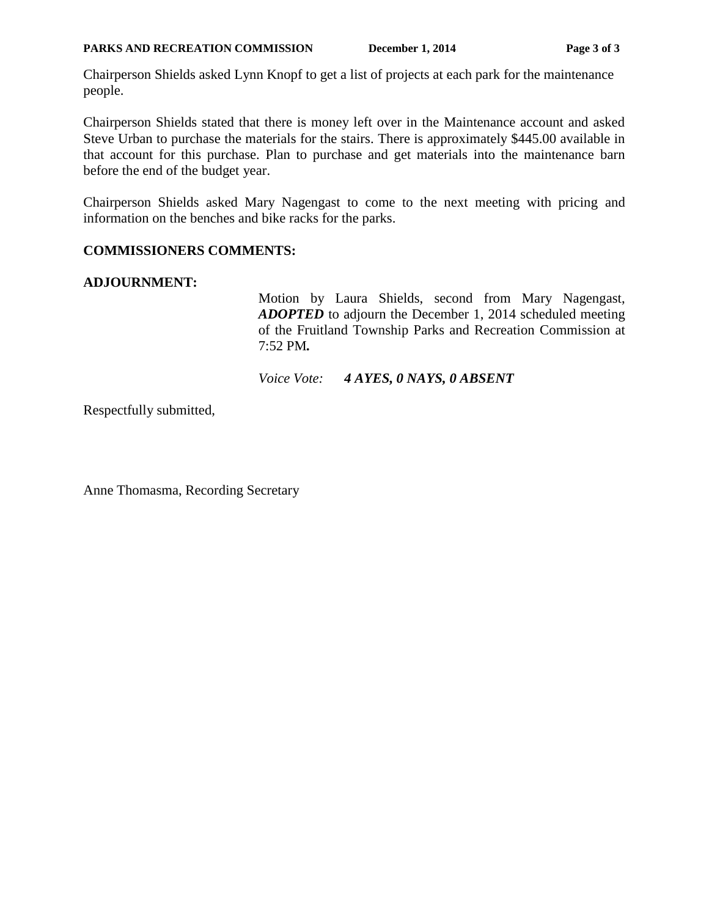Chairperson Shields asked Lynn Knopf to get a list of projects at each park for the maintenance people.

Chairperson Shields stated that there is money left over in the Maintenance account and asked Steve Urban to purchase the materials for the stairs. There is approximately $445.00 available in that account for this purchase. Plan to purchase and get materials into the maintenance barn before the end of the budget year.

Chairperson Shields asked Mary Nagengast to come to the next meeting with pricing and information on the benches and bike racks for the parks.

**COMMISSIONERS COMMENTS:**

**ADJOURNMENT:**

Motion by Laura Shields, second from Mary Nagengast, ***ADOPTED*** to adjourn the December 1, 2014 scheduled meeting of the Fruitland Township Parks and Recreation Commission at 7:52 PM**.**

*Voice Vote:* ***4 AYES, 0 NAYS, 0 ABSENT***

Respectfully submitted,

Anne Thomasma, Recording Secretary